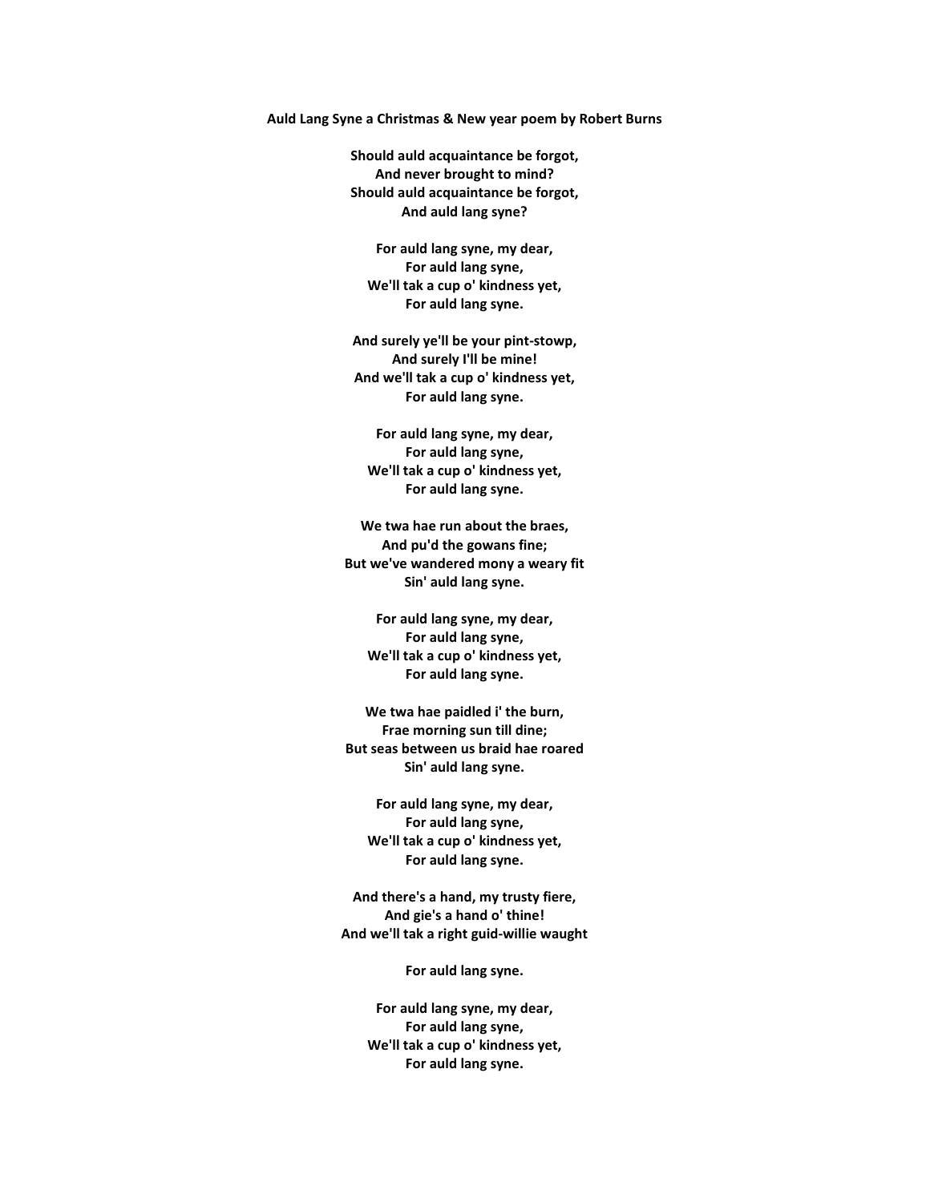**Auld Lang Syne a Christmas & New year poem by Robert Burns**

**Should auld acquaintance be forgot,**
**And never brought to mind?**
**Should auld acquaintance be forgot,**
**And auld lang syne?**

**For auld lang syne, my dear,**
**For auld lang syne,**
**We'll tak a cup o' kindness yet,**
**For auld lang syne.**

**And surely ye'll be your pint-stowp,**
**And surely I'll be mine!**
**And we'll tak a cup o' kindness yet,**
**For auld lang syne.**

**For auld lang syne, my dear,**
**For auld lang syne,**
**We'll tak a cup o' kindness yet,**
**For auld lang syne.**

**We twa hae run about the braes,**
**And pu'd the gowans fine;**
**But we've wandered mony a weary fit**
**Sin' auld lang syne.**

**For auld lang syne, my dear,**
**For auld lang syne,**
**We'll tak a cup o' kindness yet,**
**For auld lang syne.**

**We twa hae paidled i' the burn,**
**Frae morning sun till dine;**
**But seas between us braid hae roared**
**Sin' auld lang syne.**

**For auld lang syne, my dear,**
**For auld lang syne,**
**We'll tak a cup o' kindness yet,**
**For auld lang syne.**

**And there's a hand, my trusty fiere,**
**And gie's a hand o' thine!**
**And we'll tak a right guid-willie waught**

**For auld lang syne.**

**For auld lang syne, my dear,**
**For auld lang syne,**
**We'll tak a cup o' kindness yet,**
**For auld lang syne.**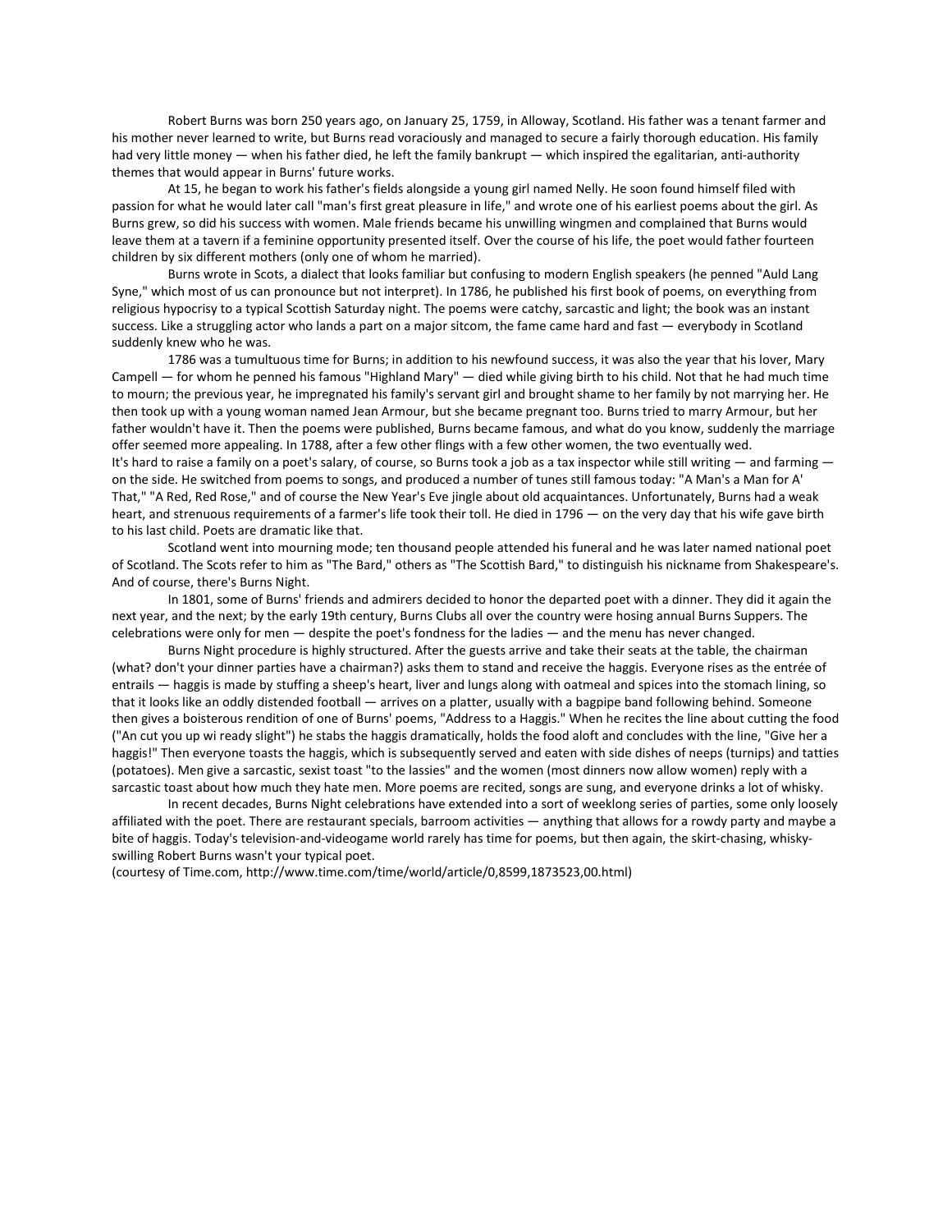Robert Burns was born 250 years ago, on January 25, 1759, in Alloway, Scotland. His father was a tenant farmer and his mother never learned to write, but Burns read voraciously and managed to secure a fairly thorough education. His family had very little money — when his father died, he left the family bankrupt — which inspired the egalitarian, anti-authority themes that would appear in Burns' future works.

At 15, he began to work his father's fields alongside a young girl named Nelly. He soon found himself filed with passion for what he would later call "man's first great pleasure in life," and wrote one of his earliest poems about the girl. As Burns grew, so did his success with women. Male friends became his unwilling wingmen and complained that Burns would leave them at a tavern if a feminine opportunity presented itself. Over the course of his life, the poet would father fourteen children by six different mothers (only one of whom he married).

Burns wrote in Scots, a dialect that looks familiar but confusing to modern English speakers (he penned "Auld Lang Syne," which most of us can pronounce but not interpret). In 1786, he published his first book of poems, on everything from religious hypocrisy to a typical Scottish Saturday night. The poems were catchy, sarcastic and light; the book was an instant success. Like a struggling actor who lands a part on a major sitcom, the fame came hard and fast — everybody in Scotland suddenly knew who he was.

1786 was a tumultuous time for Burns; in addition to his newfound success, it was also the year that his lover, Mary Campell — for whom he penned his famous "Highland Mary" — died while giving birth to his child. Not that he had much time to mourn; the previous year, he impregnated his family's servant girl and brought shame to her family by not marrying her. He then took up with a young woman named Jean Armour, but she became pregnant too. Burns tried to marry Armour, but her father wouldn't have it. Then the poems were published, Burns became famous, and what do you know, suddenly the marriage offer seemed more appealing. In 1788, after a few other flings with a few other women, the two eventually wed.

It's hard to raise a family on a poet's salary, of course, so Burns took a job as a tax inspector while still writing — and farming — on the side. He switched from poems to songs, and produced a number of tunes still famous today: "A Man's a Man for A' That," "A Red, Red Rose," and of course the New Year's Eve jingle about old acquaintances. Unfortunately, Burns had a weak heart, and strenuous requirements of a farmer's life took their toll. He died in 1796 — on the very day that his wife gave birth to his last child. Poets are dramatic like that.

Scotland went into mourning mode; ten thousand people attended his funeral and he was later named national poet of Scotland. The Scots refer to him as "The Bard," others as "The Scottish Bard," to distinguish his nickname from Shakespeare's. And of course, there's Burns Night.

In 1801, some of Burns' friends and admirers decided to honor the departed poet with a dinner. They did it again the next year, and the next; by the early 19th century, Burns Clubs all over the country were hosing annual Burns Suppers. The celebrations were only for men — despite the poet's fondness for the ladies — and the menu has never changed.

Burns Night procedure is highly structured. After the guests arrive and take their seats at the table, the chairman (what? don't your dinner parties have a chairman?) asks them to stand and receive the haggis. Everyone rises as the entrée of entrails — haggis is made by stuffing a sheep's heart, liver and lungs along with oatmeal and spices into the stomach lining, so that it looks like an oddly distended football — arrives on a platter, usually with a bagpipe band following behind. Someone then gives a boisterous rendition of one of Burns' poems, "Address to a Haggis." When he recites the line about cutting the food ("An cut you up wi ready slight") he stabs the haggis dramatically, holds the food aloft and concludes with the line, "Give her a haggis!" Then everyone toasts the haggis, which is subsequently served and eaten with side dishes of neeps (turnips) and tatties (potatoes). Men give a sarcastic, sexist toast "to the lassies" and the women (most dinners now allow women) reply with a sarcastic toast about how much they hate men. More poems are recited, songs are sung, and everyone drinks a lot of whisky.

In recent decades, Burns Night celebrations have extended into a sort of weeklong series of parties, some only loosely affiliated with the poet. There are restaurant specials, barroom activities — anything that allows for a rowdy party and maybe a bite of haggis. Today's television-and-videogame world rarely has time for poems, but then again, the skirt-chasing, whisky-swilling Robert Burns wasn't your typical poet.

(courtesy of Time.com, http://www.time.com/time/world/article/0,8599,1873523,00.html)